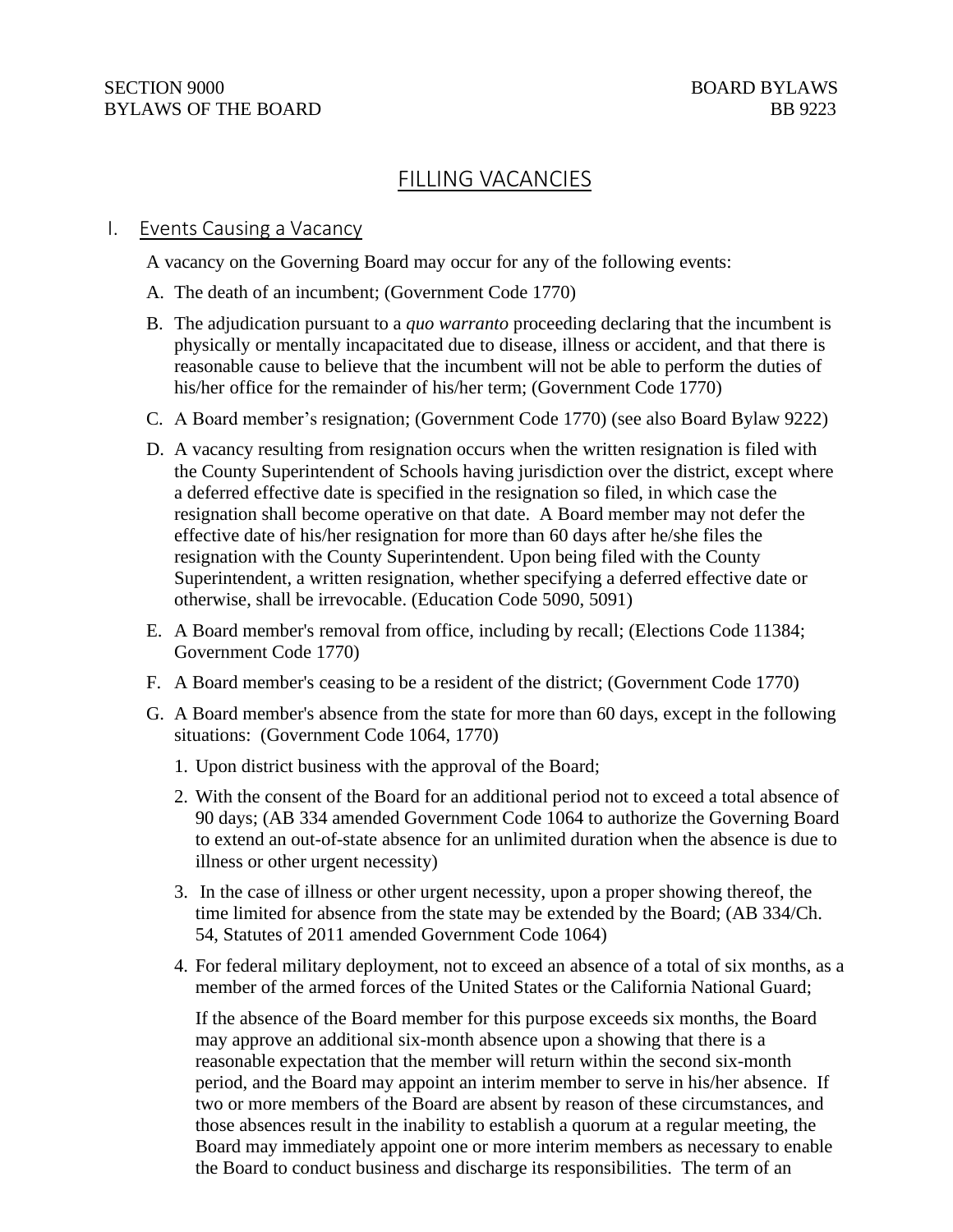SECTION 9000 BOARD BYLAWS
BYLAWS OF THE BOARD BB 9223

# FILLING VACANCIES

## I. Events Causing a Vacancy

A vacancy on the Governing Board may occur for any of the following events:

A. The death of an incumbent; (Government Code 1770)

B. The adjudication pursuant to a *quo warranto* proceeding declaring that the incumbent is physically or mentally incapacitated due to disease, illness or accident, and that there is reasonable cause to believe that the incumbent will not be able to perform the duties of his/her office for the remainder of his/her term; (Government Code 1770)

C. A Board member's resignation; (Government Code 1770) (see also Board Bylaw 9222)

D. A vacancy resulting from resignation occurs when the written resignation is filed with the County Superintendent of Schools having jurisdiction over the district, except where a deferred effective date is specified in the resignation so filed, in which case the resignation shall become operative on that date. A Board member may not defer the effective date of his/her resignation for more than 60 days after he/she files the resignation with the County Superintendent. Upon being filed with the County Superintendent, a written resignation, whether specifying a deferred effective date or otherwise, shall be irrevocable. (Education Code 5090, 5091)

E. A Board member's removal from office, including by recall; (Elections Code 11384; Government Code 1770)

F. A Board member's ceasing to be a resident of the district; (Government Code 1770)

G. A Board member's absence from the state for more than 60 days, except in the following situations: (Government Code 1064, 1770)

1. Upon district business with the approval of the Board;

2. With the consent of the Board for an additional period not to exceed a total absence of 90 days; (AB 334 amended Government Code 1064 to authorize the Governing Board to extend an out-of-state absence for an unlimited duration when the absence is due to illness or other urgent necessity)

3. In the case of illness or other urgent necessity, upon a proper showing thereof, the time limited for absence from the state may be extended by the Board; (AB 334/Ch. 54, Statutes of 2011 amended Government Code 1064)

4. For federal military deployment, not to exceed an absence of a total of six months, as a member of the armed forces of the United States or the California National Guard;

   If the absence of the Board member for this purpose exceeds six months, the Board may approve an additional six-month absence upon a showing that there is a reasonable expectation that the member will return within the second six-month period, and the Board may appoint an interim member to serve in his/her absence. If two or more members of the Board are absent by reason of these circumstances, and those absences result in the inability to establish a quorum at a regular meeting, the Board may immediately appoint one or more interim members as necessary to enable the Board to conduct business and discharge its responsibilities. The term of an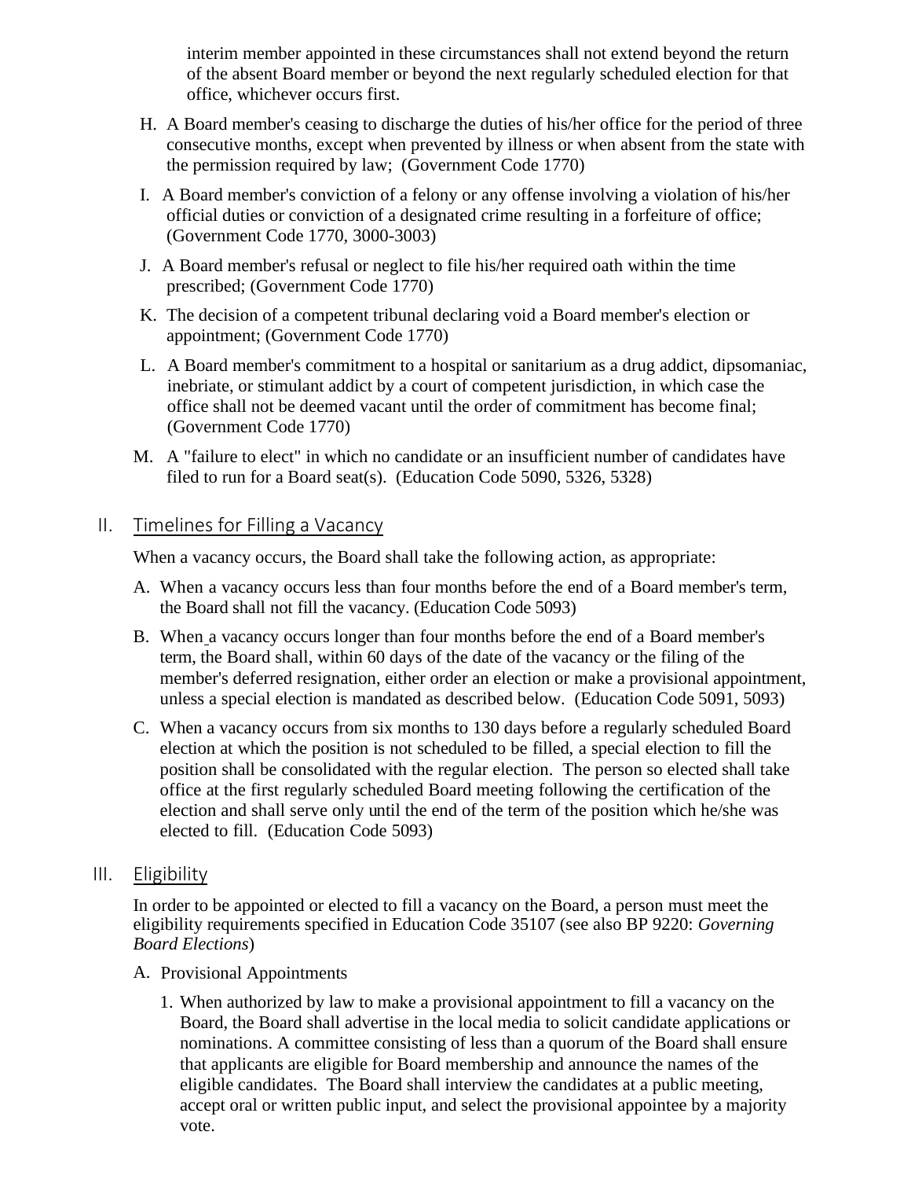interim member appointed in these circumstances shall not extend beyond the return of the absent Board member or beyond the next regularly scheduled election for that office, whichever occurs first.

H. A Board member's ceasing to discharge the duties of his/her office for the period of three consecutive months, except when prevented by illness or when absent from the state with the permission required by law; (Government Code 1770)

I. A Board member's conviction of a felony or any offense involving a violation of his/her official duties or conviction of a designated crime resulting in a forfeiture of office; (Government Code 1770, 3000-3003)

J. A Board member's refusal or neglect to file his/her required oath within the time prescribed; (Government Code 1770)

K. The decision of a competent tribunal declaring void a Board member's election or appointment; (Government Code 1770)

L. A Board member's commitment to a hospital or sanitarium as a drug addict, dipsomaniac, inebriate, or stimulant addict by a court of competent jurisdiction, in which case the office shall not be deemed vacant until the order of commitment has become final; (Government Code 1770)

M. A "failure to elect" in which no candidate or an insufficient number of candidates have filed to run for a Board seat(s). (Education Code 5090, 5326, 5328)

## II. Timelines for Filling a Vacancy

When a vacancy occurs, the Board shall take the following action, as appropriate:

A. When a vacancy occurs less than four months before the end of a Board member's term, the Board shall not fill the vacancy. (Education Code 5093)

B. When a vacancy occurs longer than four months before the end of a Board member's term, the Board shall, within 60 days of the date of the vacancy or the filing of the member's deferred resignation, either order an election or make a provisional appointment, unless a special election is mandated as described below. (Education Code 5091, 5093)

C. When a vacancy occurs from six months to 130 days before a regularly scheduled Board election at which the position is not scheduled to be filled, a special election to fill the position shall be consolidated with the regular election. The person so elected shall take office at the first regularly scheduled Board meeting following the certification of the election and shall serve only until the end of the term of the position which he/she was elected to fill. (Education Code 5093)

## III. Eligibility

In order to be appointed or elected to fill a vacancy on the Board, a person must meet the eligibility requirements specified in Education Code 35107 (see also BP 9220: *Governing Board Elections*)

A. Provisional Appointments

1. When authorized by law to make a provisional appointment to fill a vacancy on the Board, the Board shall advertise in the local media to solicit candidate applications or nominations. A committee consisting of less than a quorum of the Board shall ensure that applicants are eligible for Board membership and announce the names of the eligible candidates. The Board shall interview the candidates at a public meeting, accept oral or written public input, and select the provisional appointee by a majority vote.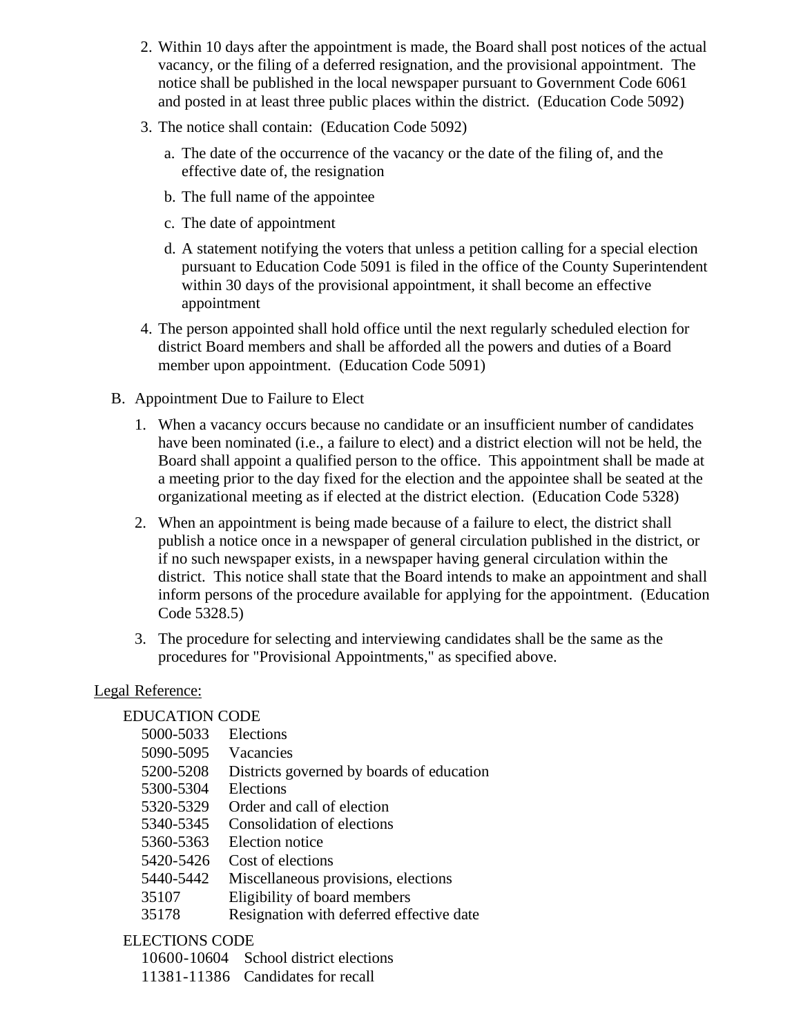2. Within 10 days after the appointment is made, the Board shall post notices of the actual vacancy, or the filing of a deferred resignation, and the provisional appointment. The notice shall be published in the local newspaper pursuant to Government Code 6061 and posted in at least three public places within the district. (Education Code 5092)

3. The notice shall contain: (Education Code 5092)

   a. The date of the occurrence of the vacancy or the date of the filing of, and the effective date of, the resignation

   b. The full name of the appointee

   c. The date of appointment

   d. A statement notifying the voters that unless a petition calling for a special election pursuant to Education Code 5091 is filed in the office of the County Superintendent within 30 days of the provisional appointment, it shall become an effective appointment

4. The person appointed shall hold office until the next regularly scheduled election for district Board members and shall be afforded all the powers and duties of a Board member upon appointment. (Education Code 5091)

B. Appointment Due to Failure to Elect

1. When a vacancy occurs because no candidate or an insufficient number of candidates have been nominated (i.e., a failure to elect) and a district election will not be held, the Board shall appoint a qualified person to the office. This appointment shall be made at a meeting prior to the day fixed for the election and the appointee shall be seated at the organizational meeting as if elected at the district election. (Education Code 5328)

2. When an appointment is being made because of a failure to elect, the district shall publish a notice once in a newspaper of general circulation published in the district, or if no such newspaper exists, in a newspaper having general circulation within the district. This notice shall state that the Board intends to make an appointment and shall inform persons of the procedure available for applying for the appointment. (Education Code 5328.5)

3. The procedure for selecting and interviewing candidates shall be the same as the procedures for "Provisional Appointments," as specified above.

Legal Reference:

EDUCATION CODE

| | |
|---|---|
| 5000-5033 | Elections |
| 5090-5095 | Vacancies |
| 5200-5208 | Districts governed by boards of education |
| 5300-5304 | Elections |
| 5320-5329 | Order and call of election |
| 5340-5345 | Consolidation of elections |
| 5360-5363 | Election notice |
| 5420-5426 | Cost of elections |
| 5440-5442 | Miscellaneous provisions, elections |
| 35107 | Eligibility of board members |
| 35178 | Resignation with deferred effective date |

ELECTIONS CODE

| | |
|---|---|
| 10600-10604 | School district elections |
| 11381-11386 | Candidates for recall |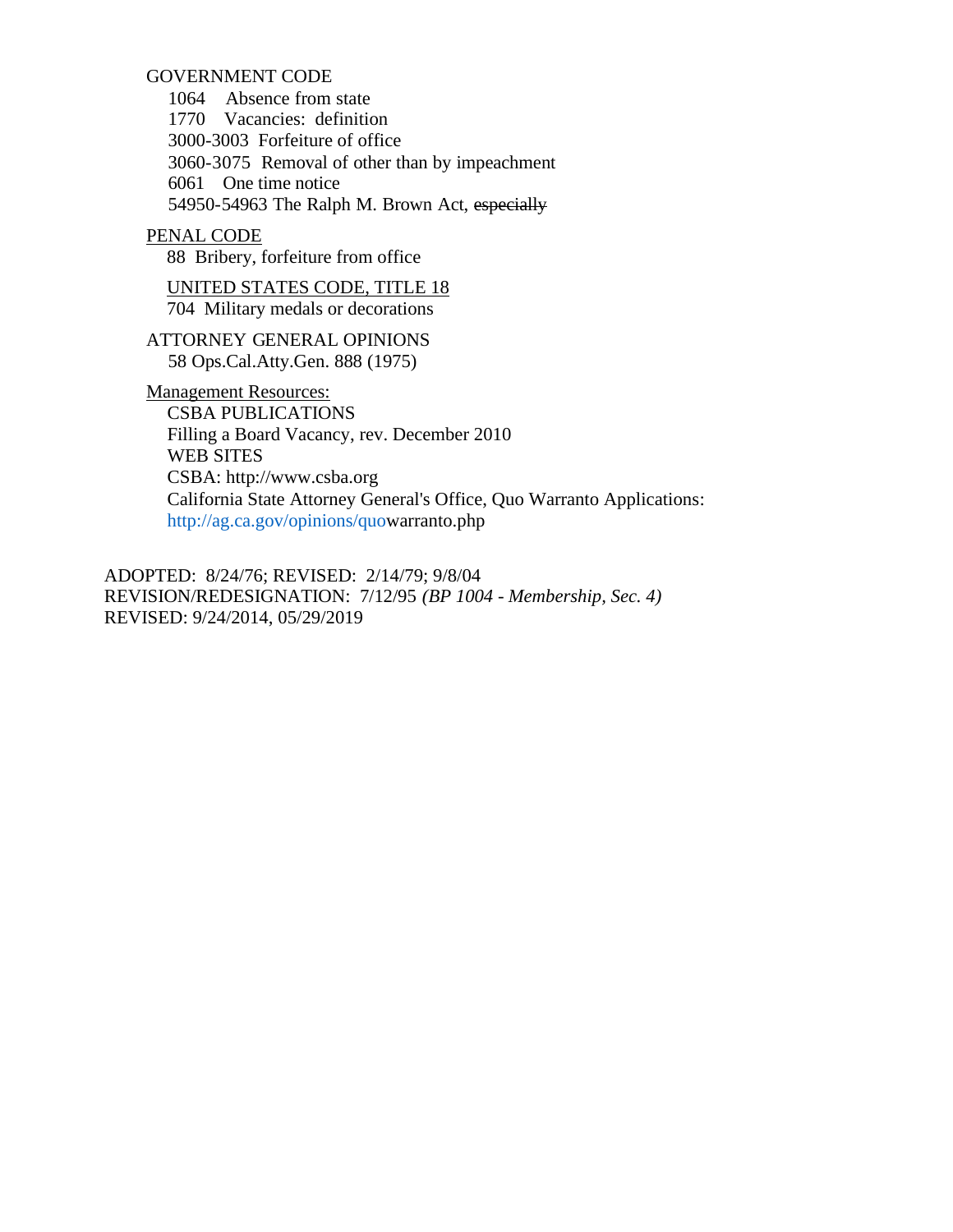GOVERNMENT CODE

1064 Absence from state

1770 Vacancies: definition

3000-3003 Forfeiture of office

3060-3075 Removal of other than by impeachment

6061 One time notice

54950-54963 The Ralph M. Brown Act, ~~especially~~

PENAL CODE

88 Bribery, forfeiture from office

UNITED STATES CODE, TITLE 18

704 Military medals or decorations

ATTORNEY GENERAL OPINIONS

58 Ops.Cal.Atty.Gen. 888 (1975)

Management Resources:

CSBA PUBLICATIONS

Filling a Board Vacancy, rev. December 2010

WEB SITES

CSBA: http://www.csba.org

California State Attorney General's Office, Quo Warranto Applications: http://ag.ca.gov/opinions/quowarranto.php

ADOPTED: 8/24/76; REVISED: 2/14/79; 9/8/04

REVISION/REDESIGNATION: 7/12/95 *(BP 1004 - Membership, Sec. 4)*

REVISED: 9/24/2014, 05/29/2019